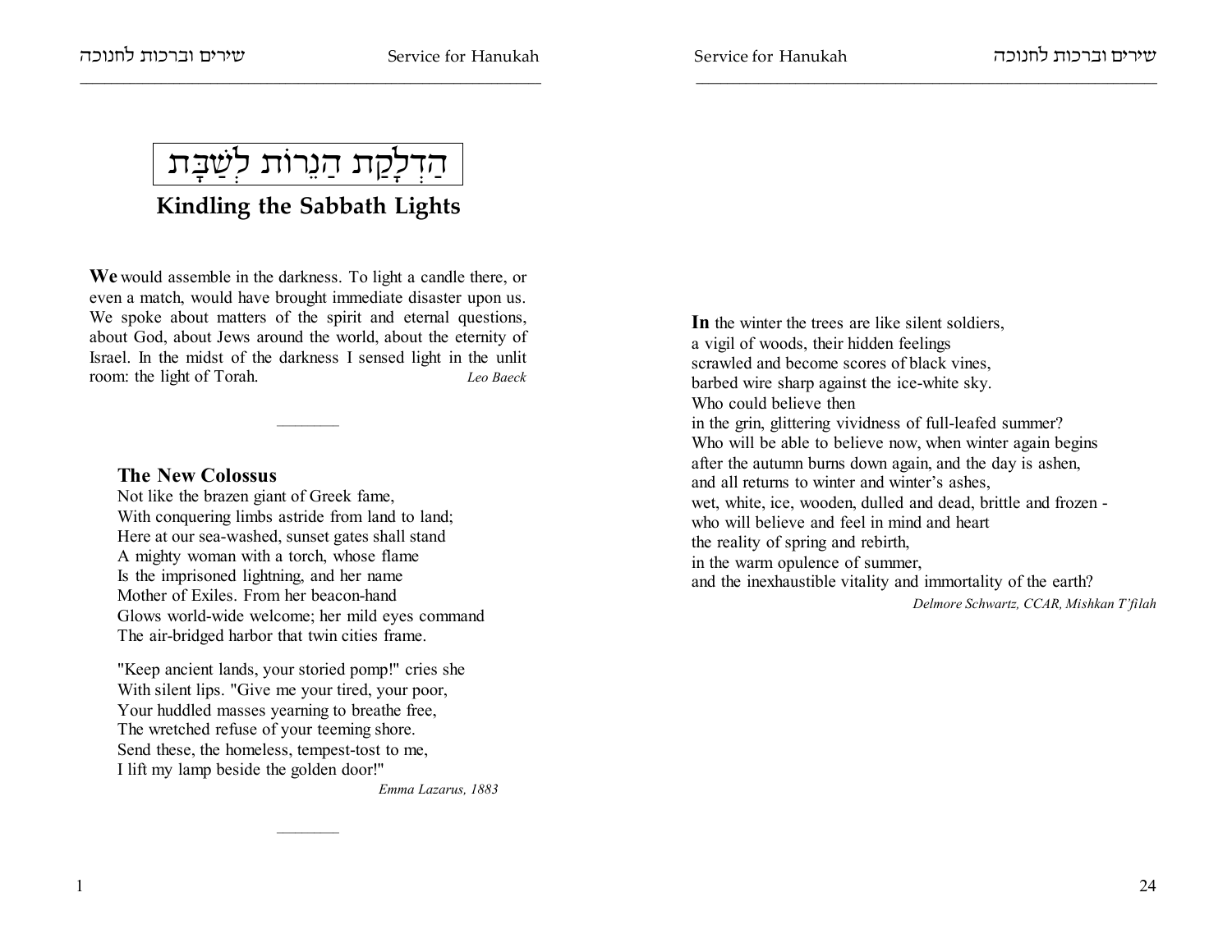# הַדְלָקַת הַנֵרוֹת לְשַׁבָּת

## Kindling the Sabbath Lights

**We** would assemble in the darkness. To light a candle there, or even a match, would have brought immediate disaster upon us. We spoke about matters of the spirit and eternal questions, about God, about Jews around the world, about the eternity of Israel. In the midst of the darkness I sensed light in the unlit room: the light of Torah.

*Leo Baeck*

---

### The New Colossus

Not like the brazen giant of Greek fame,
With conquering limbs astride from land to land;
Here at our sea-washed, sunset gates shall stand
A mighty woman with a torch, whose flame
Is the imprisoned lightning, and her name
Mother of Exiles. From her beacon-hand
Glows world-wide welcome; her mild eyes command
The air-bridged harbor that twin cities frame.

"Keep ancient lands, your storied pomp!" cries she
With silent lips. "Give me your tired, your poor,
Your huddled masses yearning to breathe free,
The wretched refuse of your teeming shore.
Send these, the homeless, tempest-tost to me,
I lift my lamp beside the golden door!"

*Emma Lazarus, 1883*

---

**In** the winter the trees are like silent soldiers,
a vigil of woods, their hidden feelings
scrawled and become scores of black vines,
barbed wire sharp against the ice-white sky.
Who could believe then
in the grin, glittering vividness of full-leafed summer?
Who will be able to believe now, when winter again begins
after the autumn burns down again, and the day is ashen,
and all returns to winter and winter's ashes,
wet, white, ice, wooden, dulled and dead, brittle and frozen -
who will believe and feel in mind and heart
the reality of spring and rebirth,
in the warm opulence of summer,
and the inexhaustible vitality and immortality of the earth?

*Delmore Schwartz, CCAR, Mishkan T'filah*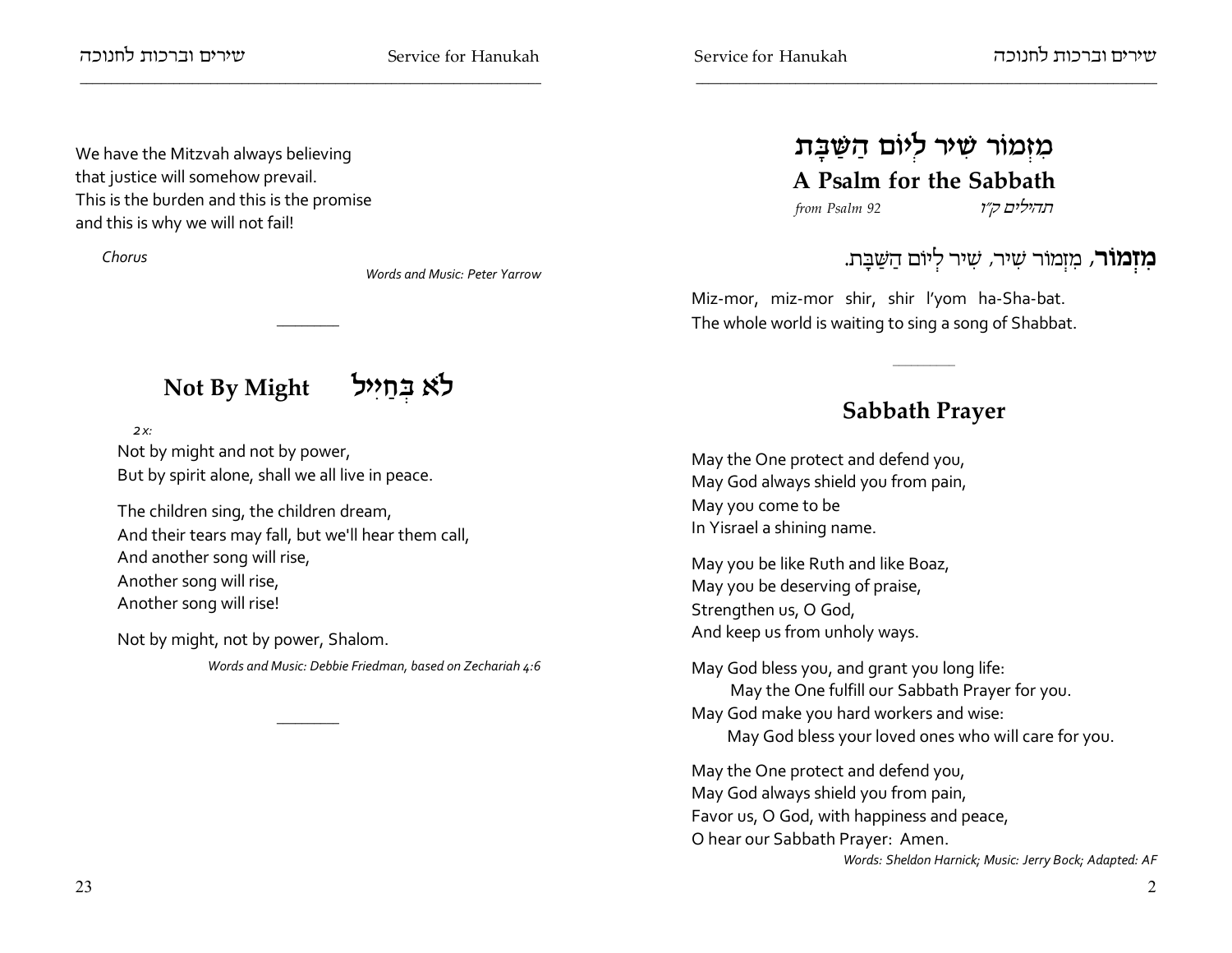We have the Mitzvah always believing
that justice will somehow prevail.
This is the burden and this is the promise
and this is why we will not fail!

*Chorus*

*Words and Music: Peter Yarrow*

---

## Not By Might לֹא בְחַיִל

*2x:*
Not by might and not by power,
But by spirit alone, shall we all live in peace.

The children sing, the children dream,
And their tears may fall, but we'll hear them call,
And another song will rise,
Another song will rise,
Another song will rise!

Not by might, not by power, Shalom.

*Words and Music: Debbie Friedman, based on Zechariah 4:6*

---

## מִזְמוֹר שִׁיר לְיוֹם הַשַּׁבָּת
## A Psalm for the Sabbath

*from Psalm 92* *תהילים ק״ו*

**מִזְמוֹר**, מִזְמוֹר שִׁיר, שִׁיר לְיוֹם הַשַּׁבָּת.

Miz-mor, miz-mor shir, shir l'yom ha-Sha-bat.
The whole world is waiting to sing a song of Shabbat.

---

## Sabbath Prayer

May the One protect and defend you,
May God always shield you from pain,
May you come to be
In Yisrael a shining name.

May you be like Ruth and like Boaz,
May you be deserving of praise,
Strengthen us, O God,
And keep us from unholy ways.

May God bless you, and grant you long life:
 May the One fulfill our Sabbath Prayer for you.
May God make you hard workers and wise:
 May God bless your loved ones who will care for you.

May the One protect and defend you,
May God always shield you from pain,
Favor us, O God, with happiness and peace,
O hear our Sabbath Prayer: Amen.

*Words: Sheldon Harnick; Music: Jerry Bock; Adapted: AF*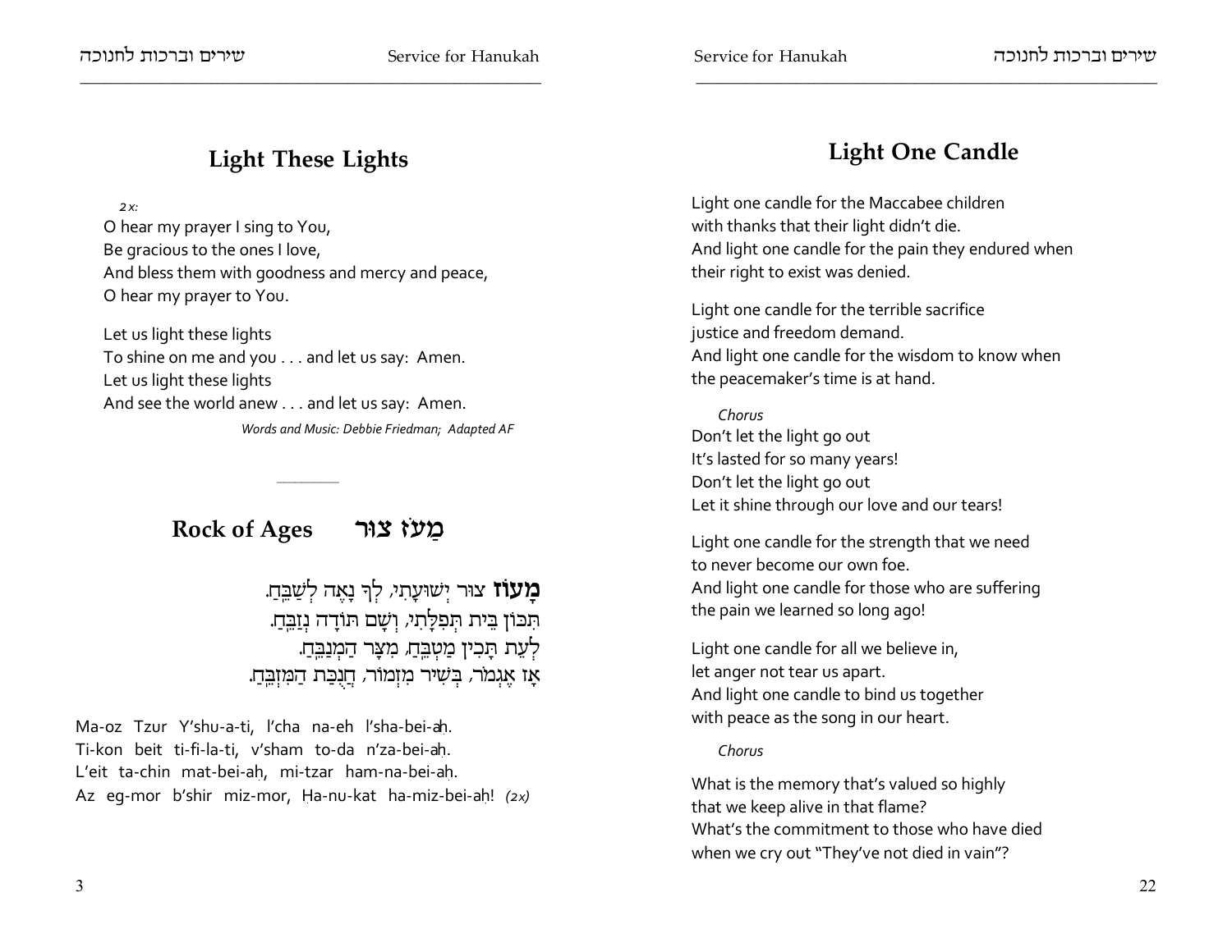## Light These Lights

*2 x:*
O hear my prayer I sing to You,
Be gracious to the ones I love,
And bless them with goodness and mercy and peace,
O hear my prayer to You.

Let us light these lights
To shine on me and you . . . and let us say: Amen.
Let us light these lights
And see the world anew . . . and let us say: Amen.

*Words and Music: Debbie Friedman; Adapted AF*

---

## Rock of Ages מָעוֹז צוּר

**מָעוֹז** צוּר יְשׁוּעָתִי, לְךָ נָאֶה לְשַׁבֵּחַ.
תִּכּוֹן בֵּית תְּפִלָּתִי, וְשָׁם תּוֹדָה נְזַבֵּחַ.
לְעֵת תָּכִין מַטְבֵּחַ, מִצָּר הַמְנַבֵּחַ.
אָז אֶגְמוֹר, בְּשִׁיר מִזְמוֹר, חֲנֻכַּת הַמִּזְבֵּחַ.

Ma-oz Tzur Y'shu-a-ti, l'cha na-eh l'sha-bei-aḥ.
Ti-kon beit ti-fi-la-ti, v'sham to-da n'za-bei-aḥ.
L'eit ta-chin mat-bei-aḥ, mi-tzar ham-na-bei-ah.
Az eg-mor b'shir miz-mor, Ḥa-nu-kat ha-miz-bei-aḥ! *(2x)*

## Light One Candle

Light one candle for the Maccabee children
with thanks that their light didn't die.
And light one candle for the pain they endured when
their right to exist was denied.

Light one candle for the terrible sacrifice
justice and freedom demand.
And light one candle for the wisdom to know when
the peacemaker's time is at hand.

*Chorus*
Don't let the light go out
It's lasted for so many years!
Don't let the light go out
Let it shine through our love and our tears!

Light one candle for the strength that we need
to never become our own foe.
And light one candle for those who are suffering
the pain we learned so long ago!

Light one candle for all we believe in,
let anger not tear us apart.
And light one candle to bind us together
with peace as the song in our heart.

*Chorus*

What is the memory that's valued so highly
that we keep alive in that flame?
What's the commitment to those who have died
when we cry out "They've not died in vain"?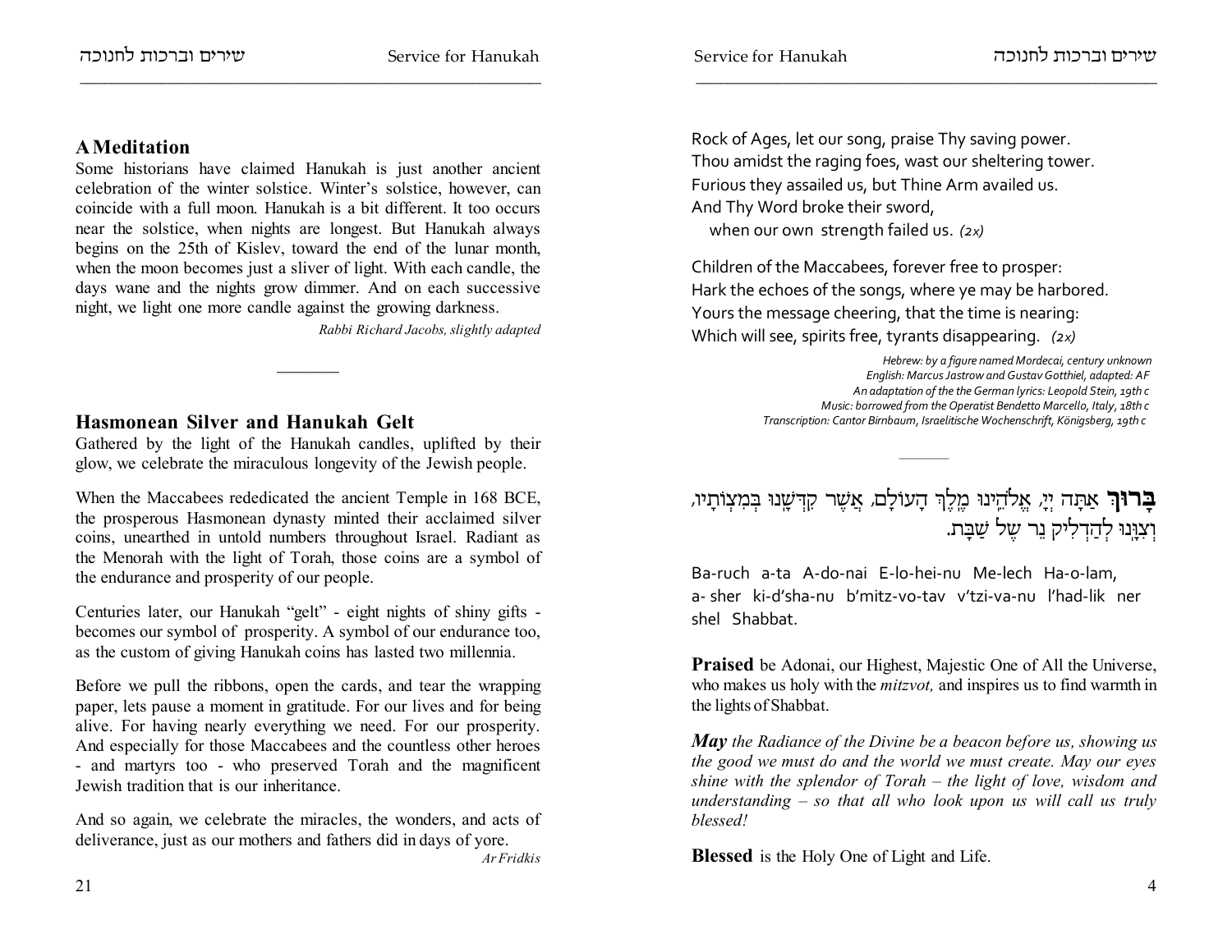## A Meditation

Some historians have claimed Hanukah is just another ancient celebration of the winter solstice. Winter's solstice, however, can coincide with a full moon. Hanukah is a bit different. It too occurs near the solstice, when nights are longest. But Hanukah always begins on the 25th of Kislev, toward the end of the lunar month, when the moon becomes just a sliver of light. With each candle, the days wane and the nights grow dimmer. And on each successive night, we light one more candle against the growing darkness.

*Rabbi Richard Jacobs, slightly adapted*

---

## Hasmonean Silver and Hanukah Gelt

Gathered by the light of the Hanukah candles, uplifted by their glow, we celebrate the miraculous longevity of the Jewish people.

When the Maccabees rededicated the ancient Temple in 168 BCE, the prosperous Hasmonean dynasty minted their acclaimed silver coins, unearthed in untold numbers throughout Israel. Radiant as the Menorah with the light of Torah, those coins are a symbol of the endurance and prosperity of our people.

Centuries later, our Hanukah "gelt" - eight nights of shiny gifts - becomes our symbol of prosperity. A symbol of our endurance too, as the custom of giving Hanukah coins has lasted two millennia.

Before we pull the ribbons, open the cards, and tear the wrapping paper, lets pause a moment in gratitude. For our lives and for being alive. For having nearly everything we need. For our prosperity. And especially for those Maccabees and the countless other heroes - and martyrs too - who preserved Torah and the magnificent Jewish tradition that is our inheritance.

And so again, we celebrate the miracles, the wonders, and acts of deliverance, just as our mothers and fathers did in days of yore.

*Ar Fridkis*

Rock of Ages, let our song, praise Thy saving power.
Thou amidst the raging foes, wast our sheltering tower.
Furious they assailed us, but Thine Arm availed us.
And Thy Word broke their sword,
when our own strength failed us. *(2x)*

Children of the Maccabees, forever free to prosper:
Hark the echoes of the songs, where ye may be harbored.
Yours the message cheering, that the time is nearing:
Which will see, spirits free, tyrants disappearing. *(2x)*

*Hebrew: by a figure named Mordecai, century unknown*
*English: Marcus Jastrow and Gustav Gotthiel, adapted: AF*
*An adaptation of the the German lyrics: Leopold Stein, 19th c*
*Music: borrowed from the Operatist Bendetto Marcello, Italy, 18th c*
*Transcription: Cantor Birnbaum, Israelitische Wochenschrift, Königsberg, 19th c*

---

**בָּרוּךְ** אַתָּה יְיָ, אֱלֹהֵינוּ מֶלֶךְ הָעוֹלָם, אֲשֶׁר קִדְּשָׁנוּ בְּמִצְוֹתָיו, וְצִוָּנוּ לְהַדְלִיק נֵר שֶׁל שַׁבָּת.

Ba-ruch a-ta A-do-nai E-lo-hei-nu Me-lech Ha-o-lam,
a- sher ki-d'sha-nu b'mitz-vo-tav v'tzi-va-nu l'had-lik ner shel Shabbat.

**Praised** be Adonai, our Highest, Majestic One of All the Universe, who makes us holy with the *mitzvot,* and inspires us to find warmth in the lights of Shabbat.

***May*** *the Radiance of the Divine be a beacon before us, showing us the good we must do and the world we must create. May our eyes shine with the splendor of Torah – the light of love, wisdom and understanding – so that all who look upon us will call us truly blessed!*

**Blessed** is the Holy One of Light and Life.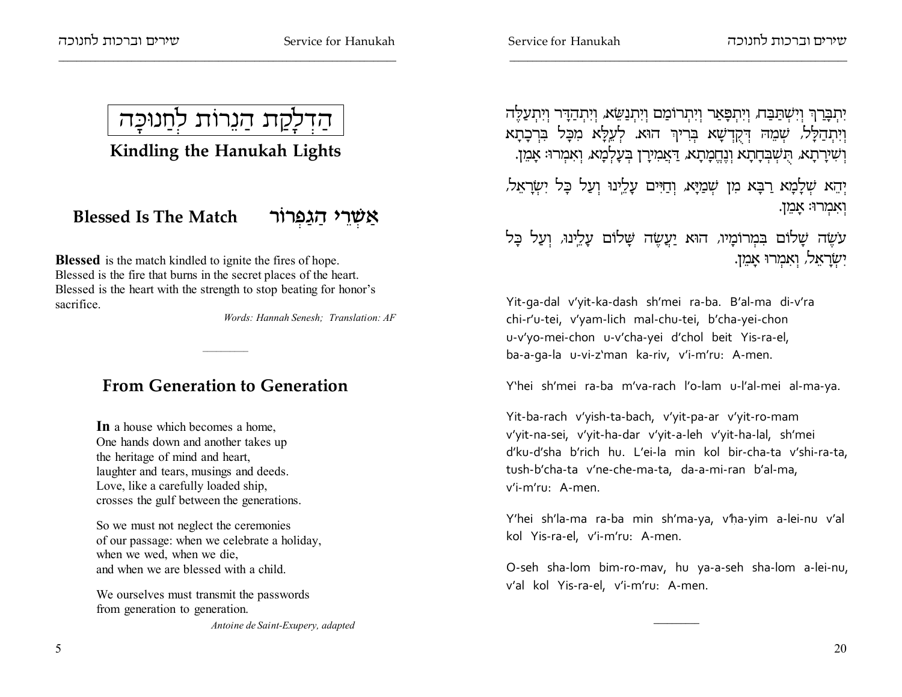# הַדְלָקַת הַנֵרוֹת לַחֲנוּכָּה

## Kindling the Hanukah Lights

### Blessed Is The Match אַשְׁרֵי הַגַּפְרוּר

**Blessed** is the match kindled to ignite the fires of hope.
Blessed is the fire that burns in the secret places of the heart.
Blessed is the heart with the strength to stop beating for honor's sacrifice.

*Words: Hannah Senesh; Translation: AF*

---

## From Generation to Generation

**In** a house which becomes a home,
One hands down and another takes up
the heritage of mind and heart,
laughter and tears, musings and deeds.
Love, like a carefully loaded ship,
crosses the gulf between the generations.

So we must not neglect the ceremonies
of our passage: when we celebrate a holiday,
when we wed, when we die,
and when we are blessed with a child.

We ourselves must transmit the passwords
from generation to generation.

*Antoine de Saint-Exupery, adapted*

יִתְבָּרַךְ וְיִשְׁתַּבַּח, וְיִתְפָּאַר וְיִתְרוֹמַם וְיִתְנַשֵּׂא, וְיִתְהַדָּר וְיִתְעַלֶּה וְיִתְהַלָּל, שְׁמֵהּ דְּקֻדְשָׁא בְּרִיךְ הוּא. לְעֵלָּא מִכָּל בִּרְכָתָא וְשִׁירָתָא, תֻּשְׁבְּחָתָא וְנֶחֱמָתָא, דַּאֲמִירָן בְּעָלְמָא, וְאִמְרוּ: אָמֵן.

יְהֵא שְׁלָמָא רַבָּא מִן שְׁמַיָּא, וְחַיִּים עָלֵינוּ וְעַל כָּל יִשְׂרָאֵל, וְאִמְרוּ: אָמֵן.

עֹשֶׂה שָׁלוֹם בִּמְרוֹמָיו, הוּא יַעֲשֶׂה שָׁלוֹם עָלֵינוּ, וְעַל כָּל יִשְׂרָאֵל, וְאִמְרוּ אָמֵן.

Yit-ga-dal v'yit-ka-dash sh'mei ra-ba. B'al-ma di-v'ra chi-r'u-tei, v'yam-lich mal-chu-tei, b'cha-yei-chon u-v'yo-mei-chon u-v'cha-yei d'chol beit Yis-ra-el, ba-a-ga-la u-vi-z'man ka-riv, v'i-m'ru: A-men.

Y'hei sh'mei ra-ba m'va-rach l'o-lam u-l'al-mei al-ma-ya.

Yit-ba-rach v'yish-ta-bach, v'yit-pa-ar v'yit-ro-mam v'yit-na-sei, v'yit-ha-dar v'yit-a-leh v'yit-ha-lal, sh'mei d'ku-d'sha b'rich hu. L'ei-la min kol bir-cha-ta v'shi-ra-ta, tush-b'cha-ta v'ne-che-ma-ta, da-a-mi-ran b'al-ma, v'i-m'ru: A-men.

Y'hei sh'la-ma ra-ba min sh'ma-ya, v'ḥa-yim a-lei-nu v'al kol Yis-ra-el, v'i-m'ru: A-men.

O-seh sha-lom bim-ro-mav, hu ya-a-seh sha-lom a-lei-nu, v'al kol Yis-ra-el, v'i-m'ru: A-men.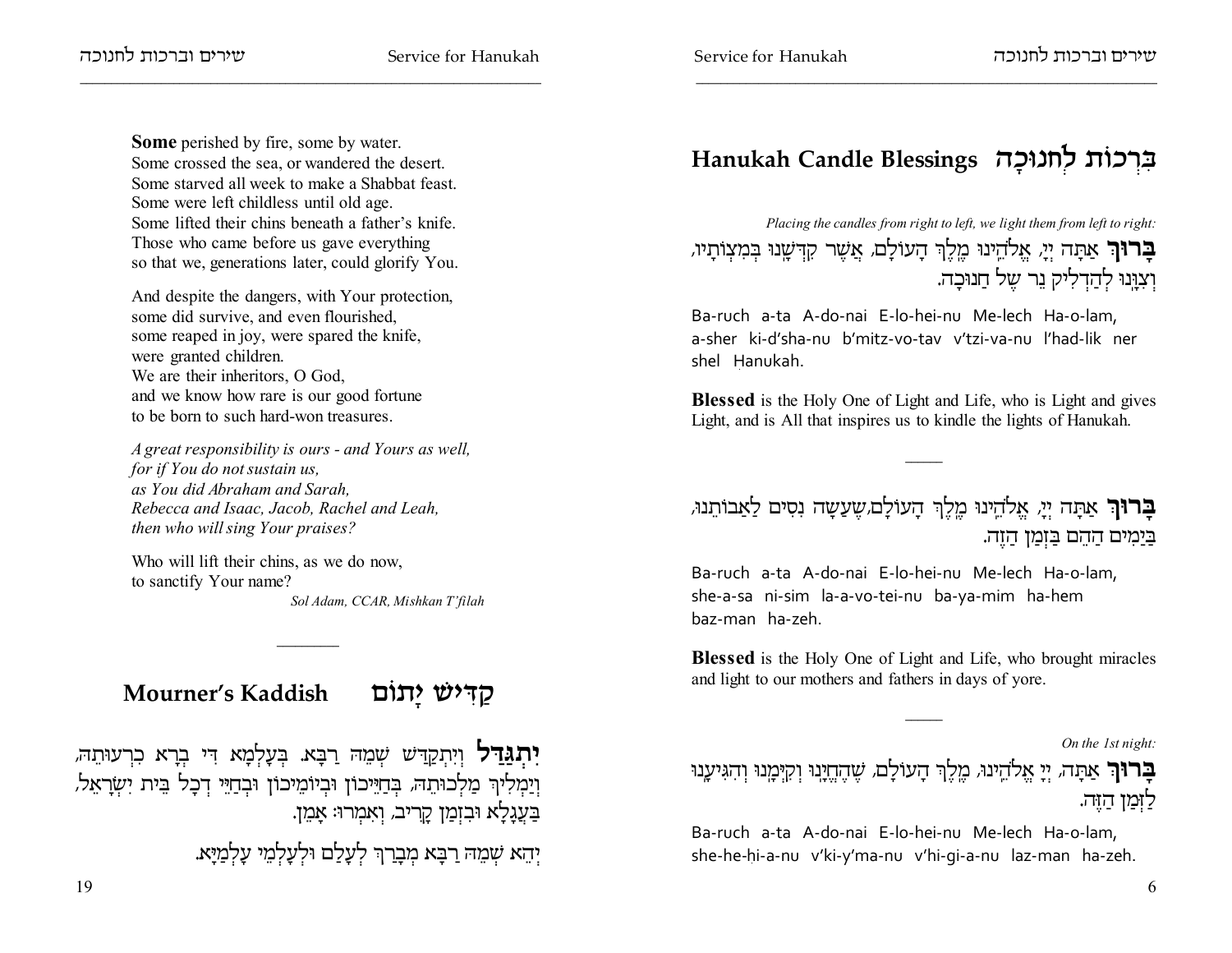Some perished by fire, some by water.
Some crossed the sea, or wandered the desert.
Some starved all week to make a Shabbat feast.
Some were left childless until old age.
Some lifted their chins beneath a father's knife.
Those who came before us gave everything
so that we, generations later, could glorify You.

And despite the dangers, with Your protection,
some did survive, and even flourished,
some reaped in joy, were spared the knife,
were granted children.
We are their inheritors, O God,
and we know how rare is our good fortune
to be born to such hard-won treasures.

*A great responsibility is ours - and Yours as well,*
*for if You do not sustain us,*
*as You did Abraham and Sarah,*
*Rebecca and Isaac, Jacob, Rachel and Leah,*
*then who will sing Your praises?*

Who will lift their chins, as we do now,
to sanctify Your name?

*Sol Adam, CCAR, Mishkan T'filah*

---

## Mourner's Kaddish קַדִּישׁ יָתוֹם

**יִתְגַּדַּל** וְיִתְקַדַּשׁ שְׁמֵהּ רַבָּא. בְּעָלְמָא דִּי בְרָא כִרְעוּתֵהּ, וְיַמְלִיךְ מַלְכוּתֵהּ, בְּחַיֵּיכוֹן וּבְיוֹמֵיכוֹן וּבְחַיֵּי דְכָל בֵּית יִשְׂרָאֵל, בַּעֲגָלָא וּבִזְמַן קָרִיב, וְאִמְרוּ: אָמֵן.

יְהֵא שְׁמֵהּ רַבָּא מְבָרַךְ לְעָלַם וּלְעָלְמֵי עָלְמַיָּא.

## Hanukah Candle Blessings בִּרְכוֹת לְחנוּכָּה

*Placing the candles from right to left, we light them from left to right:*

**בָּרוּךְ** אַתָּה יְיָ, אֱלֹהֵינוּ מֶלֶךְ הָעוֹלָם, אֲשֶׁר קִדְּשָׁנוּ בְּמִצְוֹתָיו, וְצִוָּנוּ לְהַדְלִיק נֵר שֶׁל חֲנוּכָּה.

Ba-ruch a-ta A-do-nai E-lo-hei-nu Me-lech Ha-o-lam, a-sher ki-d'sha-nu b'mitz-vo-tav v'tzi-va-nu l'had-lik ner shel Ḥanukah.

**Blessed** is the Holy One of Light and Life, who is Light and gives Light, and is All that inspires us to kindle the lights of Hanukah.

---

**בָּרוּךְ** אַתָּה יְיָ, אֱלֹהֵינוּ מֶלֶךְ הָעוֹלָם, שֶׁעָשָׂה נִסִּים לַאֲבוֹתֵינוּ, בַּיָּמִים הָהֵם בַּזְּמַן הַזֶּה.

Ba-ruch a-ta A-do-nai E-lo-hei-nu Me-lech Ha-o-lam, she-a-sa ni-sim la-a-vo-tei-nu ba-ya-mim ha-hem baz-man ha-zeh.

**Blessed** is the Holy One of Light and Life, who brought miracles and light to our mothers and fathers in days of yore.

---

*On the 1st night:*

**בָּרוּךְ** אַתָּה, יְיָ אֱלֹהֵינוּ, מֶלֶךְ הָעוֹלָם, שֶׁהֶחֱיָנוּ וְקִיְּמָנוּ וְהִגִּיעָנוּ לַזְּמַן הַזֶּה.

Ba-ruch a-ta A-do-nai E-lo-hei-nu Me-lech Ha-o-lam, she-he-ḥi-a-nu v'ki-y'ma-nu v'hi-gi-a-nu laz-man ha-zeh.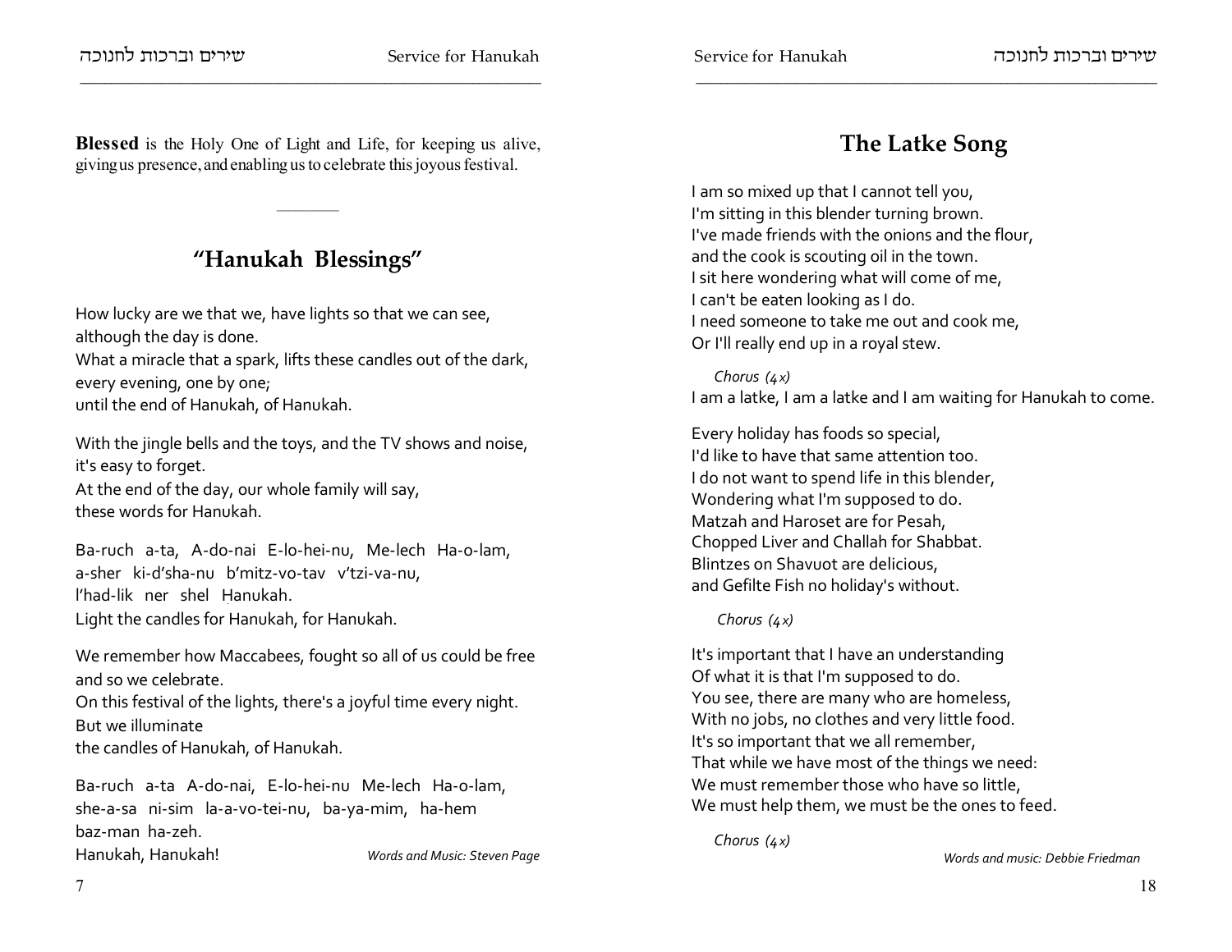**Blessed** is the Holy One of Light and Life, for keeping us alive, giving us presence, and enabling us to celebrate this joyous festival.

## "Hanukah Blessings"

How lucky are we that we, have lights so that we can see,
although the day is done.
What a miracle that a spark, lifts these candles out of the dark,
every evening, one by one;
until the end of Hanukah, of Hanukah.

With the jingle bells and the toys, and the TV shows and noise,
it's easy to forget.
At the end of the day, our whole family will say,
these words for Hanukah.

Ba-ruch a-ta, A-do-nai E-lo-hei-nu, Me-lech Ha-o-lam,
a-sher ki-d'sha-nu b'mitz-vo-tav v'tzi-va-nu,
l'had-lik ner shel Ḥanukah.
Light the candles for Hanukah, for Hanukah.

We remember how Maccabees, fought so all of us could be free
and so we celebrate.
On this festival of the lights, there's a joyful time every night.
But we illuminate
the candles of Hanukah, of Hanukah.

Ba-ruch a-ta A-do-nai, E-lo-hei-nu Me-lech Ha-o-lam,
she-a-sa ni-sim la-a-vo-tei-nu, ba-ya-mim, ha-hem
baz-man ha-zeh.
Hanukah, Hanukah!

*Words and Music: Steven Page*

## The Latke Song

I am so mixed up that I cannot tell you,
I'm sitting in this blender turning brown.
I've made friends with the onions and the flour,
and the cook is scouting oil in the town.
I sit here wondering what will come of me,
I can't be eaten looking as I do.
I need someone to take me out and cook me,
Or I'll really end up in a royal stew.

*Chorus (4x)*
I am a latke, I am a latke and I am waiting for Hanukah to come.

Every holiday has foods so special,
I'd like to have that same attention too.
I do not want to spend life in this blender,
Wondering what I'm supposed to do.
Matzah and Haroset are for Pesah,
Chopped Liver and Challah for Shabbat.
Blintzes on Shavuot are delicious,
and Gefilte Fish no holiday's without.

*Chorus (4x)*

It's important that I have an understanding
Of what it is that I'm supposed to do.
You see, there are many who are homeless,
With no jobs, no clothes and very little food.
It's so important that we all remember,
That while we have most of the things we need:
We must remember those who have so little,
We must help them, we must be the ones to feed.

*Chorus (4x)*

*Words and music: Debbie Friedman*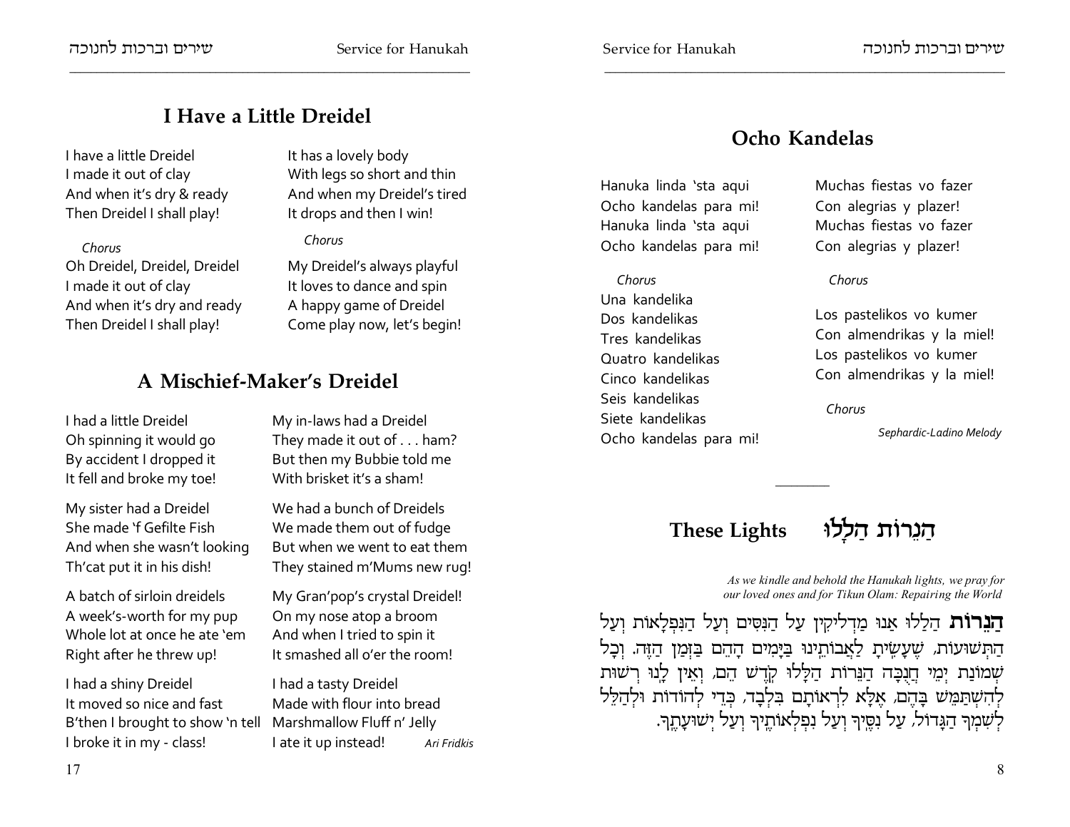## I Have a Little Dreidel

I have a little Dreidel
I made it out of clay
And when it's dry & ready
Then Dreidel I shall play!

*Chorus*

Oh Dreidel, Dreidel, Dreidel
I made it out of clay
And when it's dry and ready
Then Dreidel I shall play!

It has a lovely body
With legs so short and thin
And when my Dreidel's tired
It drops and then I win!

*Chorus*

My Dreidel's always playful
It loves to dance and spin
A happy game of Dreidel
Come play now, let's begin!

## A Mischief-Maker's Dreidel

I had a little Dreidel
Oh spinning it would go
By accident I dropped it
It fell and broke my toe!

My sister had a Dreidel
She made 'f Gefilte Fish
And when she wasn't looking
Th'cat put it in his dish!

A batch of sirloin dreidels
A week's-worth for my pup
Whole lot at once he ate 'em
Right after he threw up!

I had a shiny Dreidel
It moved so nice and fast
B'then I brought to show 'n tell
I broke it in my - class!

My in-laws had a Dreidel
They made it out of . . . ham?
But then my Bubbie told me
With brisket it's a sham!

We had a bunch of Dreidels
We made them out of fudge
But when we went to eat them
They stained m'Mums new rug!

My Gran'pop's crystal Dreidel!
On my nose atop a broom
And when I tried to spin it
It smashed all o'er the room!

I had a tasty Dreidel
Made with flour into bread
Marshmallow Fluff n' Jelly
I ate it up instead!

*Ari Fridkis*

## Ocho Kandelas

Hanuka linda 'sta aqui
Ocho kandelas para mi!
Hanuka linda 'sta aqui
Ocho kandelas para mi!

*Chorus*

Una kandelika
Dos kandelikas
Tres kandelikas
Quatro kandelikas
Cinco kandelikas
Seis kandelikas
Siete kandelikas
Ocho kandelas para mi!

Muchas fiestas vo fazer
Con alegrias y plazer!
Muchas fiestas vo fazer
Con alegrias y plazer!

*Chorus*

Los pastelikos vo kumer
Con almendrikas y la miel!
Los pastelikos vo kumer
Con almendrikas y la miel!

*Chorus*

*Sephardic-Ladino Melody*

---

## These Lights הַנֵרוֹת הַלָּלוּ

*As we kindle and behold the Hanukah lights, we pray for our loved ones and for Tikun Olam: Repairing the World*

**הַנֵרוֹת** הַלָּלוּ אָנוּ מַדְלִיקִין עַל הַנִּסִּים וְעַל הַנִּפְלָאוֹת וְעַל הַתְּשׁוּעוֹת, שֶׁעָשִׂיתָ לַאֲבוֹתֵינוּ בַּיָּמִים הָהֵם בַּזְּמַן הַזֶּה. וְכָל שְׁמוֹנַת יְמֵי חֲנֻכָּה הַנֵּרוֹת הַלָּלוּ קֹדֶשׁ הֵם, וְאֵין לָנוּ רְשׁוּת לְהִשְׁתַּמֵּשׁ בָּהֶם, אֶלָּא לִרְאוֹתָם בִּלְבָד, כְּדֵי לְהוֹדוֹת וּלְהַלֵּל לְשִׁמְךָ הַגָּדוֹל, עַל נִסֶּיךָ וְעַל נִפְלְאוֹתֶיךָ וְעַל יְשׁוּעָתֶךָ.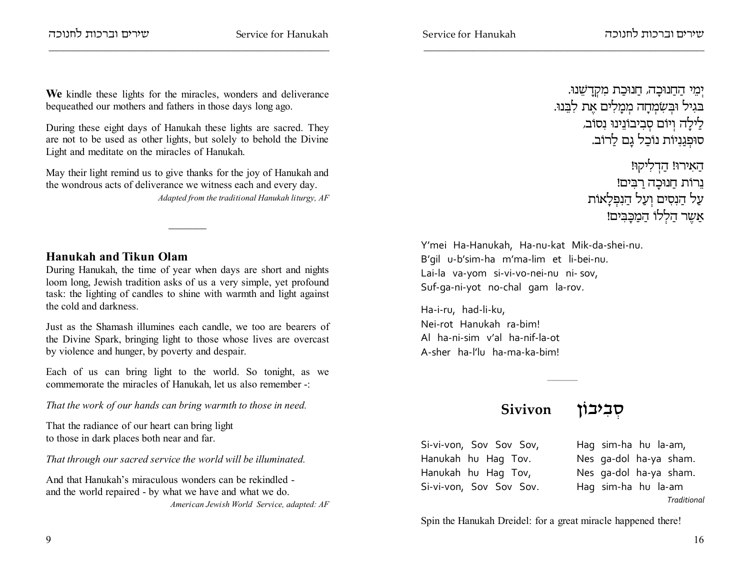**We** kindle these lights for the miracles, wonders and deliverance bequeathed our mothers and fathers in those days long ago.

During these eight days of Hanukah these lights are sacred. They are not to be used as other lights, but solely to behold the Divine Light and meditate on the miracles of Hanukah.

May their light remind us to give thanks for the joy of Hanukah and the wondrous acts of deliverance we witness each and every day.

*Adapted from the traditional Hanukah liturgy, AF*

---

## Hanukah and Tikun Olam

During Hanukah, the time of year when days are short and nights loom long, Jewish tradition asks of us a very simple, yet profound task: the lighting of candles to shine with warmth and light against the cold and darkness.

Just as the Shamash illumines each candle, we too are bearers of the Divine Spark, bringing light to those whose lives are overcast by violence and hunger, by poverty and despair.

Each of us can bring light to the world. So tonight, as we commemorate the miracles of Hanukah, let us also remember -:

*That the work of our hands can bring warmth to those in need.*

That the radiance of our heart can bring light
to those in dark places both near and far.

*That through our sacred service the world will be illuminated.*

And that Hanukah's miraculous wonders can be rekindled -
and the world repaired - by what we have and what we do.

*American Jewish World Service, adapted: AF*

יְמֵי הַחֲנוּכָּה, חֲנוּכַּת מִקְדָּשֵׁנוּ.
בְּגִיל וּבְשִׂמְחָה מְמַלְּאִים אֶת לִבֵּנוּ.
לַיְלָה וָיוֹם סְבִיבוֹנֵינוּ נִסּוֹב,
סוּפְגָנִיּוֹת נֹאכַל גַּם לָרוֹב.

הָאִירוּ! הַדְלִיקוּ!
נֵרוֹת חֲנוּכָּה רַבִּים!
עַל הַנִּסִּים וְעַל הַנִּפְלָאוֹת
אֲשֶׁר הַלְלוּ הַמַּכַּבִּים!

Y'mei Ha-Hanukah, Ha-nu-kat Mik-da-shei-nu.
B'gil u-b'sim-ha m'ma-lim et li-bei-nu.
Lai-la va-yom si-vi-vo-nei-nu ni- sov,
Suf-ga-ni-yot no-chal gam la-rov.

Ha-i-ru, had-li-ku,
Nei-rot Hanukah ra-bim!
Al ha-ni-sim v'al ha-nif-la-ot
A-sher ha-l'lu ha-ma-ka-bim!

---

## Sivivon סְבִיבוֹן

Si-vi-von, Sov Sov Sov,
Hanukah hu Hag Tov.
Hanukah hu Hag Tov,
Si-vi-von, Sov Sov Sov.

Hag sim-ha hu la-am,
Nes ga-dol ha-ya sham.
Nes ga-dol ha-ya sham.
Hag sim-ha hu la-am

*Traditional*

Spin the Hanukah Dreidel: for a great miracle happened there!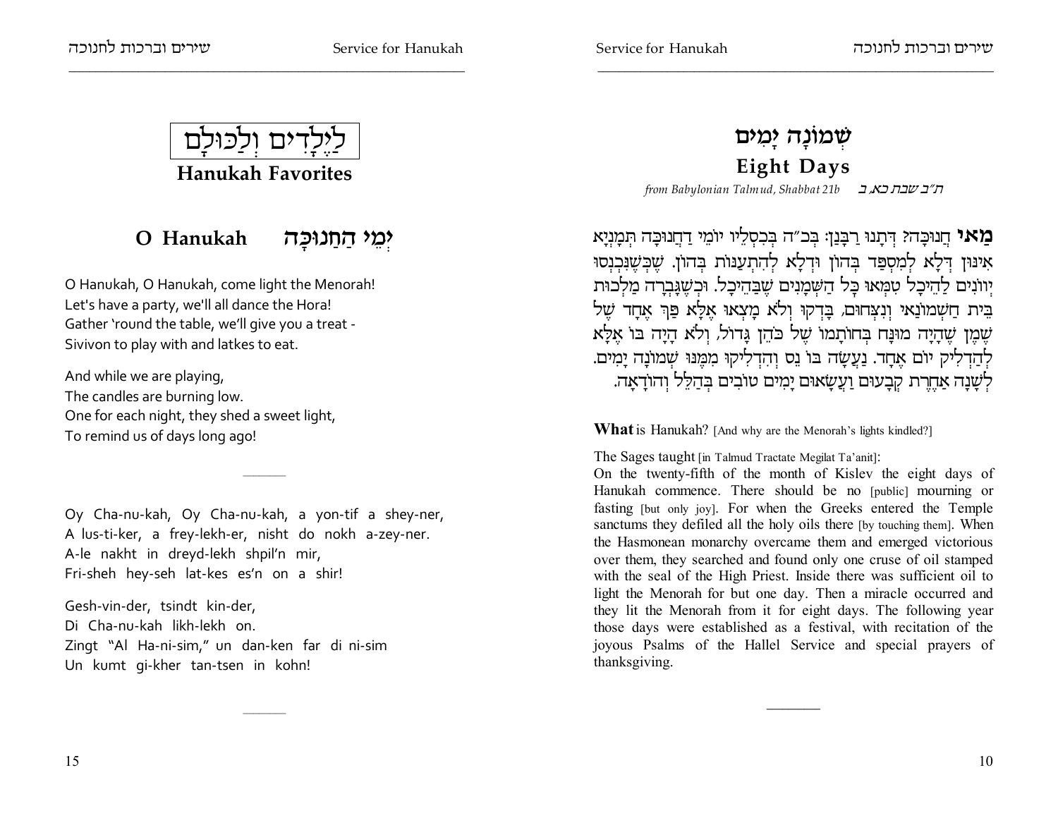# לַיְלָדִים וְלַכּוּלָם

## Hanukah Favorites

### O Hanukah יְמֵי הַחֲנוּכָּה

O Hanukah, O Hanukah, come light the Menorah!
Let's have a party, we'll all dance the Hora!
Gather 'round the table, we'll give you a treat -
Sivivon to play with and latkes to eat.

And while we are playing,
The candles are burning low.
One for each night, they shed a sweet light,
To remind us of days long ago!

———

Oy Cha-nu-kah, Oy Cha-nu-kah, a yon-tif a shey-ner,
A lus-ti-ker, a frey-lekh-er, nisht do nokh a-zey-ner.
A-le nakht in dreyd-lekh shpil'n mir,
Fri-sheh hey-seh lat-kes es'n on a shir!

Gesh-vin-der, tsindt kin-der,
Di Cha-nu-kah likh-lekh on.
Zingt "Al Ha-ni-sim," un dan-ken far di ni-sim
Un kumt gi-kher tan-tsen in kohn!

———

# שְׁמוֹנָה יָמִים

## Eight Days

*from Babylonian Talmud, Shabbat 21b* ת״ב שבת כא, ב

**מַאי** חֲנוּכָּה? דְּתָנוּ רַבָּנַן: בְּכ״ה בְּכִסְלֵיו יוֹמֵי דַחֲנוּכָּה תְּמָנְיָא אִינּוּן דְּלָא לְמִסְפַּד בְּהוֹן וּדְלָא לְהִתְעַנּוֹת בְּהוֹן. שֶׁכְּשֶׁנִּכְנְסוּ יְווֹנִים לַהֵיכָל טִמְּאוּ כָּל הַשְּׁמָנִים שֶׁבַּהֵיכָל. וּכְשֶׁגָּבְרָה מַלְכוּת בֵּית חַשְׁמוֹנַאי וְנִצְּחוּם, בָּדְקוּ וְלֹא מָצְאוּ אֶלָּא פַּךְ אֶחָד שֶׁל שֶׁמֶן שֶׁהָיָה מוּנָּח בְּחוֹתָמוֹ שֶׁל כֹּהֵן גָּדוֹל, וְלֹא הָיָה בּוֹ אֶלָּא לְהַדְלִיק יוֹם אֶחָד. נַעֲשָׂה בּוֹ נֵס וְהִדְלִיקוּ מִמֶּנּוּ שְׁמוֹנָה יָמִים. לְשָׁנָה אַחֶרֶת קְבָעוּם וַעֲשָׂאוּם יָמִים טוֹבִים בְּהַלֵּל וְהוֹדָאָה.

**What** is Hanukah? [And why are the Menorah's lights kindled?]

The Sages taught [in Talmud Tractate Megilat Ta'anit]:
On the twenty-fifth of the month of Kislev the eight days of Hanukah commence. There should be no [public] mourning or fasting [but only joy]. For when the Greeks entered the Temple sanctums they defiled all the holy oils there [by touching them]. When the Hasmonean monarchy overcame them and emerged victorious over them, they searched and found only one cruse of oil stamped with the seal of the High Priest. Inside there was sufficient oil to light the Menorah for but one day. Then a miracle occurred and they lit the Menorah from it for eight days. The following year those days were established as a festival, with recitation of the joyous Psalms of the Hallel Service and special prayers of thanksgiving.

———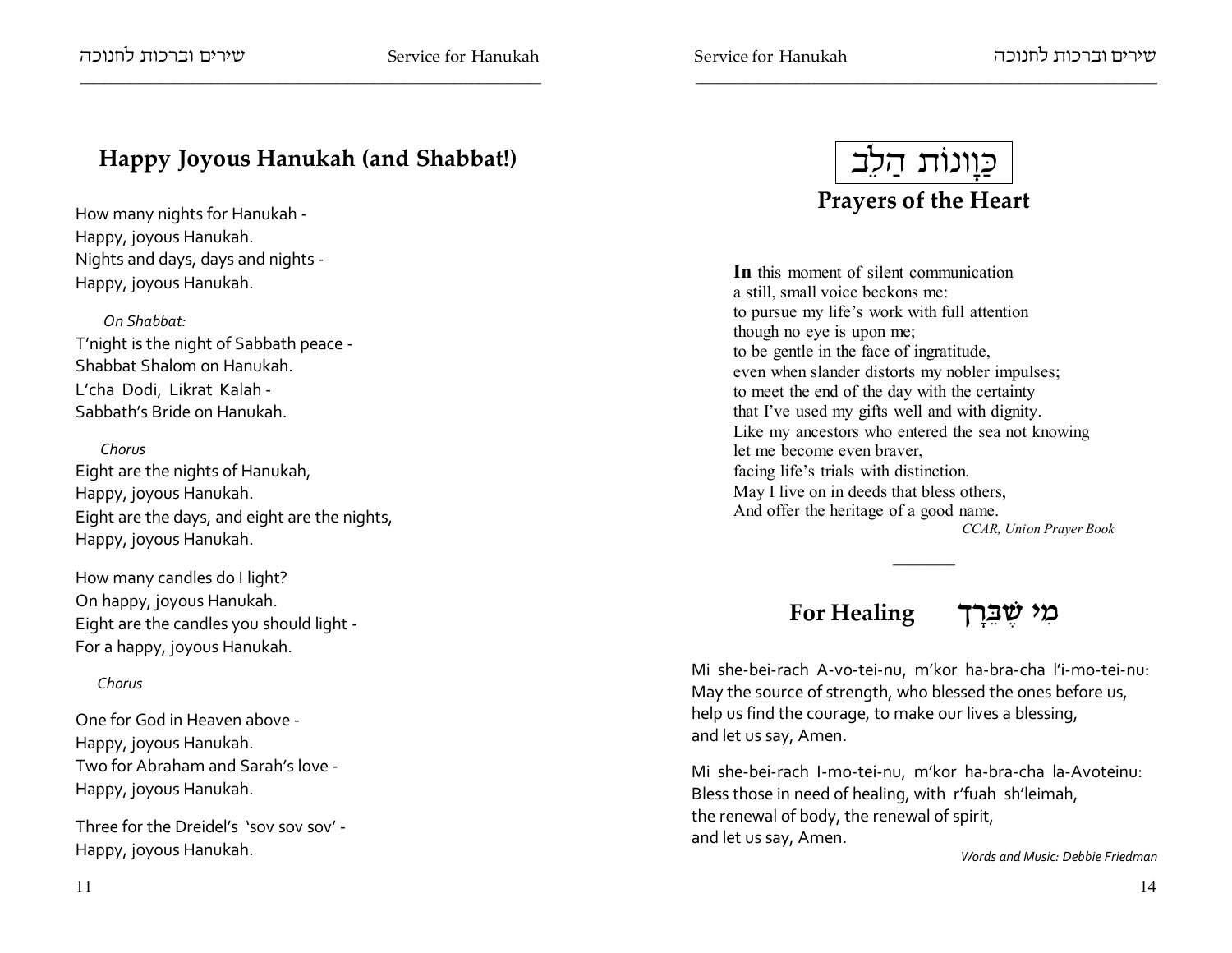## Happy Joyous Hanukah (and Shabbat!)

How many nights for Hanukah -
Happy, joyous Hanukah.
Nights and days, days and nights -
Happy, joyous Hanukah.

*On Shabbat:*
T'night is the night of Sabbath peace -
Shabbat Shalom on Hanukah.
L'cha Dodi, Likrat Kalah -
Sabbath's Bride on Hanukah.

*Chorus*
Eight are the nights of Hanukah,
Happy, joyous Hanukah.
Eight are the days, and eight are the nights,
Happy, joyous Hanukah.

How many candles do I light?
On happy, joyous Hanukah.
Eight are the candles you should light -
For a happy, joyous Hanukah.

*Chorus*

One for God in Heaven above -
Happy, joyous Hanukah.
Two for Abraham and Sarah's love -
Happy, joyous Hanukah.

Three for the Dreidel's 'sov sov sov' -
Happy, joyous Hanukah.

## כַוָּנוֹת הַלֵּב
## Prayers of the Heart

**In** this moment of silent communication
a still, small voice beckons me:
to pursue my life's work with full attention
though no eye is upon me;
to be gentle in the face of ingratitude,
even when slander distorts my nobler impulses;
to meet the end of the day with the certainty
that I've used my gifts well and with dignity.
Like my ancestors who entered the sea not knowing
let me become even braver,
facing life's trials with distinction.
May I live on in deeds that bless others,
And offer the heritage of a good name.

*CCAR, Union Prayer Book*

---

## For Healing מִי שֶׁבֵּרַךְ

Mi she-bei-rach A-vo-tei-nu, m'kor ha-bra-cha l'i-mo-tei-nu:
May the source of strength, who blessed the ones before us,
help us find the courage, to make our lives a blessing,
and let us say, Amen.

Mi she-bei-rach I-mo-tei-nu, m'kor ha-bra-cha la-Avoteinu:
Bless those in need of healing, with r'fuah sh'leimah,
the renewal of body, the renewal of spirit,
and let us say, Amen.

*Words and Music: Debbie Friedman*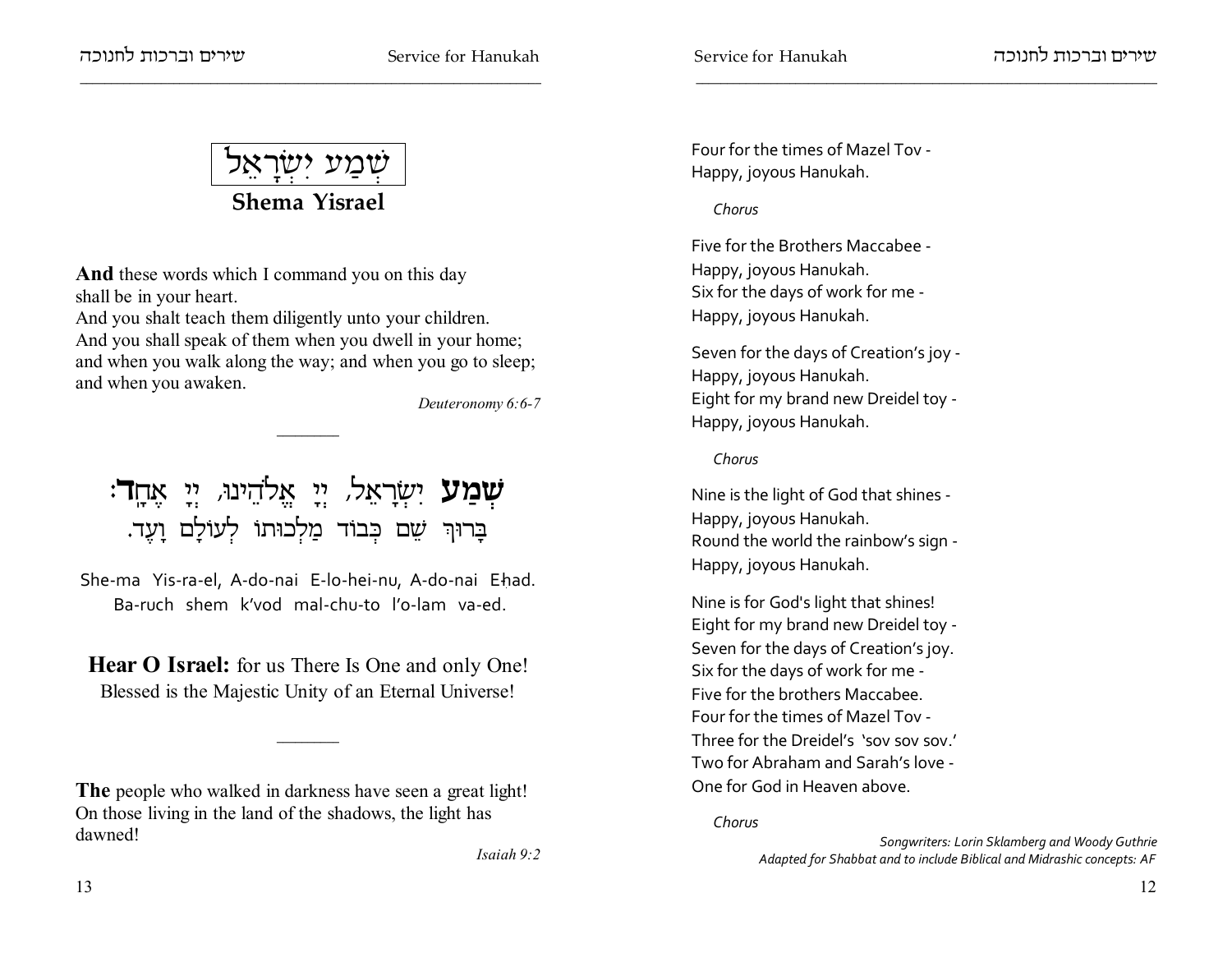Four for the times of Mazel Tov -
Happy, joyous Hanukah.

*Chorus*

Five for the Brothers Maccabee -
Happy, joyous Hanukah.
Six for the days of work for me -
Happy, joyous Hanukah.

Seven for the days of Creation's joy -
Happy, joyous Hanukah.
Eight for my brand new Dreidel toy -
Happy, joyous Hanukah.

*Chorus*

Nine is the light of God that shines -
Happy, joyous Hanukah.
Round the world the rainbow's sign -
Happy, joyous Hanukah.

Nine is for God's light that shines!
Eight for my brand new Dreidel toy -
Seven for the days of Creation's joy.
Six for the days of work for me -
Five for the brothers Maccabee.
Four for the times of Mazel Tov -
Three for the Dreidel's 'sov sov sov.'
Two for Abraham and Sarah's love -
One for God in Heaven above.

*Chorus*

*Songwriters: Lorin Sklamberg and Woody Guthrie*
*Adapted for Shabbat and to include Biblical and Midrashic concepts: AF*

# שְׁמַע יִשְׂרָאֵל

## Shema Yisrael

**And** these words which I command you on this day
shall be in your heart.
And you shalt teach them diligently unto your children.
And you shall speak of them when you dwell in your home;
and when you walk along the way; and when you go to sleep;
and when you awaken.

*Deuteronomy 6:6-7*

---

**שְׁמַע** יִשְׂרָאֵל, יְיָ אֱלֹהֵינוּ, יְיָ אֶחָ**ד**:
בָּרוּךְ שֵׁם כְּבוֹד מַלְכוּתוֹ לְעוֹלָם וָעֶד.

She-ma Yis-ra-el, A-do-nai E-lo-hei-nu, A-do-nai Eḥad.
Ba-ruch shem k'vod mal-chu-to l'o-lam va-ed.

**Hear O Israel:** for us There Is One and only One!
Blessed is the Majestic Unity of an Eternal Universe!

---

**The** people who walked in darkness have seen a great light!
On those living in the land of the shadows, the light has dawned!

*Isaiah 9:2*